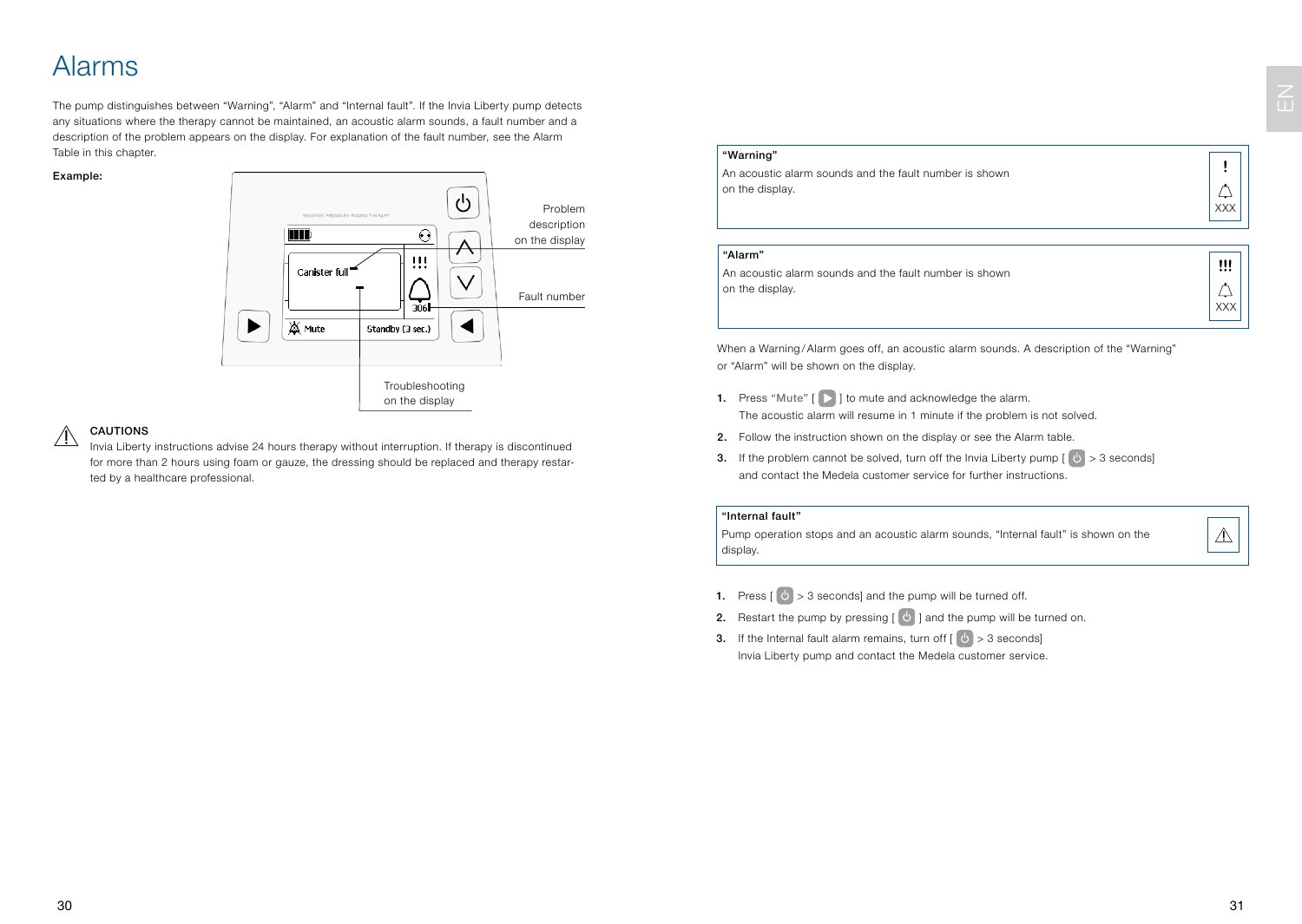# Alarms

The pump distinguishes between "Warning", "Alarm" and "Internal fault". If the Invia Liberty pump detects any situations where the therapy cannot be maintained, an acoustic alarm sounds, a fault number and a description of the problem appears on the display. For explanation of the fault number, see the Alarm Table in this chapter.

**Example:**

Canister full — Problem description on the display

306 — Fault number

Mute — Standby (3 sec.) — Troubleshooting on the display

**CAUTIONS**

Invia Liberty instructions advise 24 hours therapy without interruption. If therapy is discontinued for more than 2 hours using foam or gauze, the dressing should be replaced and therapy restarted by a healthcare professional.

**"Warning"**

An acoustic alarm sounds and the fault number is shown on the display.

! XXX

**"Alarm"**

An acoustic alarm sounds and the fault number is shown on the display.

!!! XXX

When a Warning/Alarm goes off, an acoustic alarm sounds. A description of the "Warning" or "Alarm" will be shown on the display.

1. Press **"Mute"** [ ▶ ] to mute and acknowledge the alarm.
   The acoustic alarm will resume in 1 minute if the problem is not solved.
2. Follow the instruction shown on the display or see the Alarm table.
3. If the problem cannot be solved, turn off the Invia Liberty pump [ ⏻ > 3 seconds] and contact the Medela customer service for further instructions.

**"Internal fault"**

Pump operation stops and an acoustic alarm sounds, "Internal fault" is shown on the display.

1. Press [ ⏻ > 3 seconds] and the pump will be turned off.
2. Restart the pump by pressing [ ⏻ ] and the pump will be turned on.
3. If the Internal fault alarm remains, turn off [ ⏻ > 3 seconds] Invia Liberty pump and contact the Medela customer service.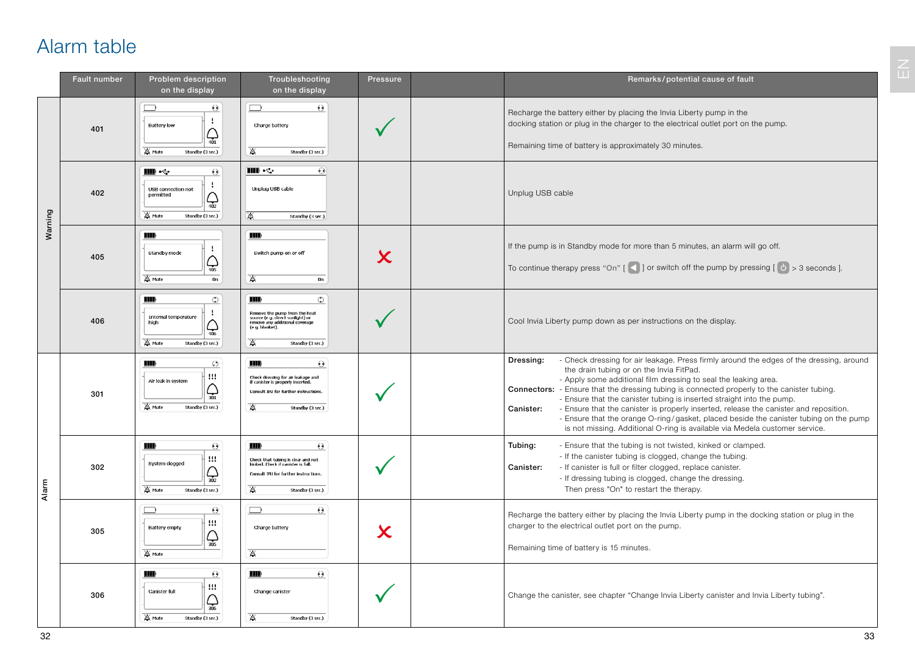# Alarm table

| | Fault number | Problem description on the display | Troubleshooting on the display | Pressure | | Remarks/potential cause of fault |
|---|---|---|---|---|---|---|
| Warning | 401 | Battery low | Charge battery | ✓ | | Recharge the battery either by placing the Invia Liberty pump in the docking station or plug in the charger to the electrical outlet port on the pump. Remaining time of battery is approximately 30 minutes. |
| | 402 | USB connection not permitted | Unplug USB cable | | | Unplug USB cable |
| | 405 | Standby mode | Switch pump on or off | ✗ | | If the pump is in Standby mode for more than 5 minutes, an alarm will go off. To continue therapy press "On" [ ◀ ] or switch off the pump by pressing [ ⏻ ] > 3 seconds ]. |
| | 406 | Internal temperature high | Remove the pump from the heat source (e.g. direct sunlight) or remove any additional coverage (e.g. blanket). | ✓ | | Cool Invia Liberty pump down as per instructions on the display. |
| Alarm | 301 | Air leak in system | Check dressing for air leakage and if canister is properly inserted. Consult IFU for further instructions. | ✓ | | **Dressing:** - Check dressing for air leakage. Press firmly around the edges of the dressing, around the drain tubing or on the Invia FitPad. - Apply some additional film dressing to seal the leaking area. **Connectors:** - Ensure that the dressing tubing is connected properly to the canister tubing. - Ensure that the canister tubing is inserted straight into the pump. **Canister:** - Ensure that the canister is properly inserted, release the canister and reposition. - Ensure that the orange O-ring/gasket, placed beside the canister tubing on the pump is not missing. Additional O-ring is available via Medela customer service. |
| | 302 | System clogged | Check that tubing is clear and not kinked. Check if canister is full. Consult IFU for further instructions. | ✓ | | **Tubing:** - Ensure that the tubing is not twisted, kinked or clamped. - If the canister tubing is clogged, change the tubing. **Canister:** - If canister is full or filter clogged, replace canister. - If dressing tubing is clogged, change the dressing. Then press "On" to restart the therapy. |
| | 305 | Battery empty | Charge battery | ✗ | | Recharge the battery either by placing the Invia Liberty pump in the docking station or plug in the charger to the electrical outlet port on the pump. Remaining time of battery is 15 minutes. |
| | 306 | Canister full | Change canister | ✓ | | Change the canister, see chapter "Change Invia Liberty canister and Invia Liberty tubing". |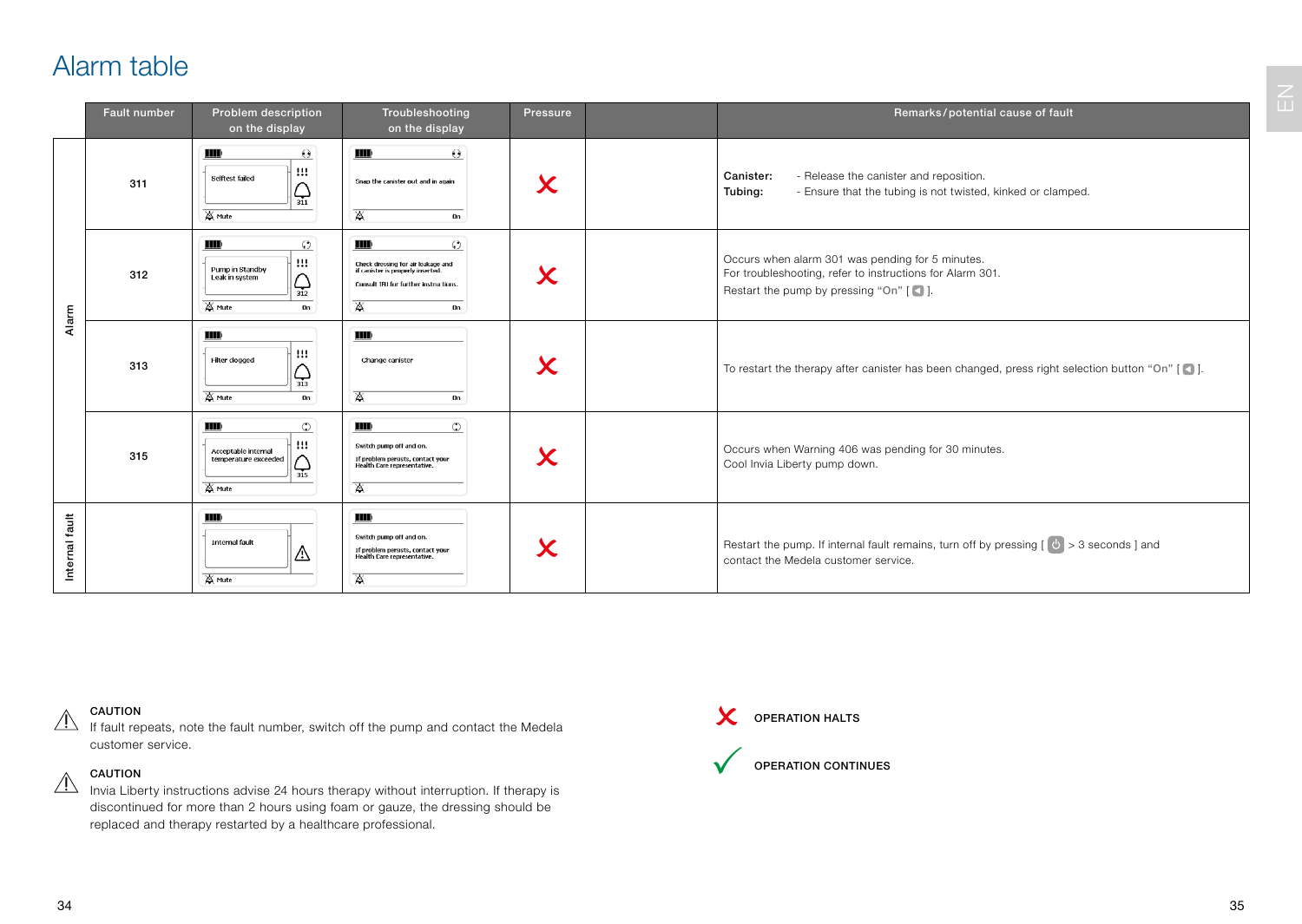# Alarm table

| | Fault number | Problem description on the display | Troubleshooting on the display | Pressure | | Remarks/potential cause of fault |
|---|---|---|---|---|---|---|
| Alarm | 311 | Selftest failed / 311 / Mute | Snap the canister out and in again / On | ✗ | | Canister: - Release the canister and reposition.<br>Tubing: - Ensure that the tubing is not twisted, kinked or clamped. |
| Alarm | 312 | Pump in Standby Leak in system / 312 / Mute / On | Check dressing for air leakage and if canister is properly inserted. Consult IFU for further instructions. / On | ✗ | | Occurs when alarm 301 was pending for 5 minutes.<br>For troubleshooting, refer to instructions for Alarm 301.<br>Restart the pump by pressing “On” [ ◀ ]. |
| Alarm | 313 | Filter clogged / 313 / Mute / On | Change canister / On | ✗ | | To restart the therapy after canister has been changed, press right selection button “On” [ ◀ ]. |
| Alarm | 315 | Acceptable internal temperature exceeded / 315 / Mute | Switch pump off and on. If problem persists, contact your Health Care representative. | ✗ | | Occurs when Warning 406 was pending for 30 minutes.<br>Cool Invia Liberty pump down. |
| Internal fault | | Internal fault / Mute | Switch pump off and on. If problem persists, contact your Health Care representative. | ✗ | | Restart the pump. If internal fault remains, turn off by pressing [ ⏻ > 3 seconds ] and contact the Medela customer service. |

⚠ **CAUTION**
If fault repeats, note the fault number, switch off the pump and contact the Medela customer service.

⚠ **CAUTION**
Invia Liberty instructions advise 24 hours therapy without interruption. If therapy is discontinued for more than 2 hours using foam or gauze, the dressing should be replaced and therapy restarted by a healthcare professional.

✗ OPERATION HALTS

✓ OPERATION CONTINUES